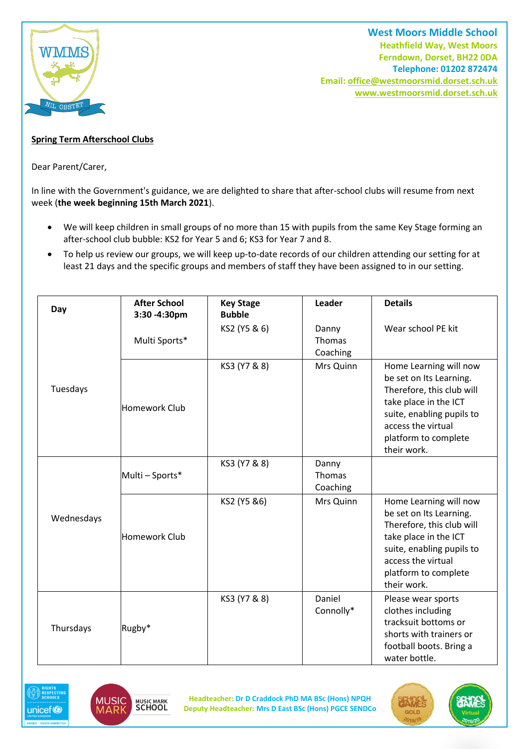**West Moors Middle School**
Heathfield Way, West Moors
Ferndown, Dorset, BH22 0DA
Telephone: 01202 872474
Email: office@westmoorsmid.dorset.sch.uk
www.westmoorsmid.dorset.sch.uk

**Spring Term Afterschool Clubs**

Dear Parent/Carer,

In line with the Government's guidance, we are delighted to share that after-school clubs will resume from next week (**the week beginning 15th March 2021**).

- We will keep children in small groups of no more than 15 with pupils from the same Key Stage forming an after-school club bubble: KS2 for Year 5 and 6; KS3 for Year 7 and 8.
- To help us review our groups, we will keep up-to-date records of our children attending our setting for at least 21 days and the specific groups and members of staff they have been assigned to in our setting.

| Day | After School 3:30 -4:30pm | Key Stage Bubble | Leader | Details |
|---|---|---|---|---|
| Tuesdays | Multi Sports* | KS2 (Y5 & 6) | Danny Thomas Coaching | Wear school PE kit |
| | Homework Club | KS3 (Y7 & 8) | Mrs Quinn | Home Learning will now be set on Its Learning. Therefore, this club will take place in the ICT suite, enabling pupils to access the virtual platform to complete their work. |
| Wednesdays | Multi – Sports* | KS3 (Y7 & 8) | Danny Thomas Coaching | |
| | Homework Club | KS2 (Y5 &6) | Mrs Quinn | Home Learning will now be set on Its Learning. Therefore, this club will take place in the ICT suite, enabling pupils to access the virtual platform to complete their work. |
| Thursdays | Rugby* | KS3 (Y7 & 8) | Daniel Connolly* | Please wear sports clothes including tracksuit bottoms or shorts with trainers or football boots. Bring a water bottle. |

Headteacher: Dr D Craddock PhD MA BSc (Hons) NPQH
Deputy Headteacher: Mrs D East BSc (Hons) PGCE SENDCo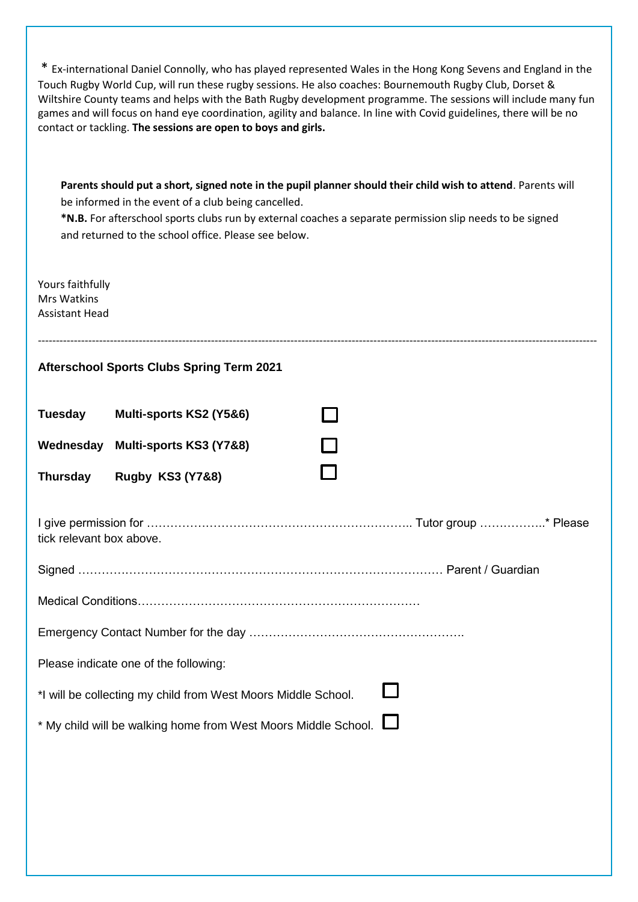\* Ex-international Daniel Connolly, who has played represented Wales in the Hong Kong Sevens and England in the Touch Rugby World Cup, will run these rugby sessions. He also coaches: Bournemouth Rugby Club, Dorset & Wiltshire County teams and helps with the Bath Rugby development programme. The sessions will include many fun games and will focus on hand eye coordination, agility and balance. In line with Covid guidelines, there will be no contact or tackling. **The sessions are open to boys and girls.**

**Parents should put a short, signed note in the pupil planner should their child wish to attend**. Parents will be informed in the event of a club being cancelled.

**\*N.B.** For afterschool sports clubs run by external coaches a separate permission slip needs to be signed and returned to the school office. Please see below.

Yours faithfully
Mrs Watkins
Assistant Head

---

**Afterschool Sports Clubs Spring Term 2021**

| | | |
|---|---|---|
| **Tuesday** | **Multi-sports KS2 (Y5&6)** | ☐ |
| **Wednesday** | **Multi-sports KS3 (Y7&8)** | ☐ |
| **Thursday** | **Rugby KS3 (Y7&8)** | ☐ |

I give permission for ………………………………………………………….. Tutor group ……………..* Please tick relevant box above.

Signed ……………………………………………………………………………… Parent / Guardian

Medical Conditions………………………………………………………………

Emergency Contact Number for the day ……………………………………………….

Please indicate one of the following:

*I will be collecting my child from West Moors Middle School. ☐

* My child will be walking home from West Moors Middle School. ☐